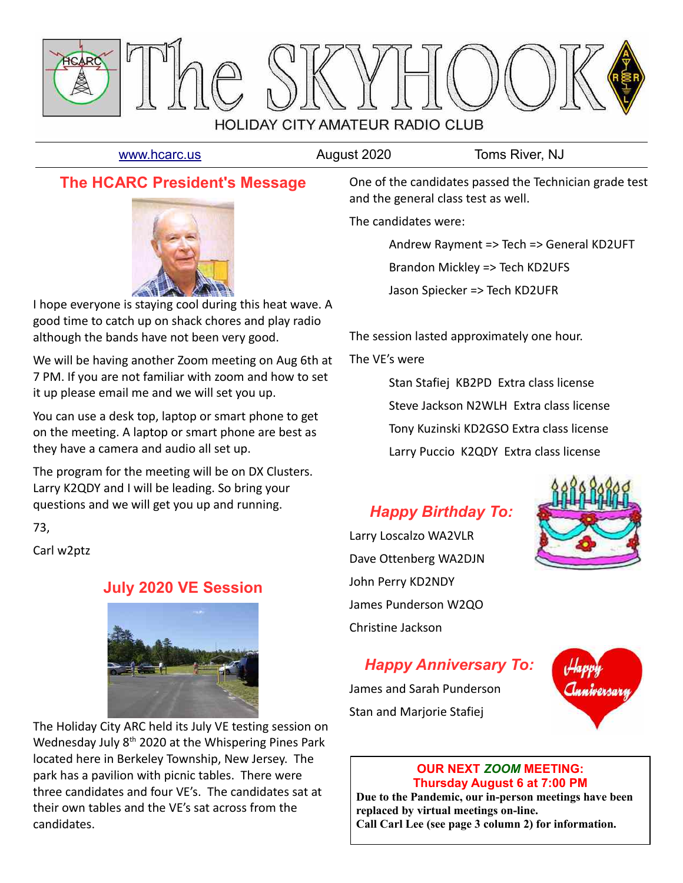# The SKYHOOK

HOLIDAY CITY AMATEUR RADIO CLUB

www.hcarc.us | August 2020 | Toms River, NJ

## The HCARC President's Message

I hope everyone is staying cool during this heat wave. A good time to catch up on shack chores and play radio although the bands have not been very good.

We will be having another Zoom meeting on Aug 6th at 7 PM. If you are not familiar with zoom and how to set it up please email me and we will set you up.

You can use a desk top, laptop or smart phone to get on the meeting. A laptop or smart phone are best as they have a camera and audio all set up.

The program for the meeting will be on DX Clusters. Larry K2QDY and I will be leading. So bring your questions and we will get you up and running.

73,

Carl w2ptz

## July 2020 VE Session

The Holiday City ARC held its July VE testing session on Wednesday July 8th 2020 at the Whispering Pines Park located here in Berkeley Township, New Jersey. The park has a pavilion with picnic tables. There were three candidates and four VE's. The candidates sat at their own tables and the VE's sat across from the candidates.

One of the candidates passed the Technician grade test and the general class test as well.

The candidates were:

- Andrew Rayment => Tech => General KD2UFT
- Brandon Mickley => Tech KD2UFS
- Jason Spiecker => Tech KD2UFR

The session lasted approximately one hour.

The VE's were

- Stan Stafiej KB2PD Extra class license
- Steve Jackson N2WLH Extra class license
- Tony Kuzinski KD2GSO Extra class license
- Larry Puccio K2QDY Extra class license

## *Happy Birthday To:*

Larry Loscalzo WA2VLR

Dave Ottenberg WA2DJN

John Perry KD2NDY

James Punderson W2QO

Christine Jackson

## *Happy Anniversary To:*

James and Sarah Punderson

Stan and Marjorie Stafiej

**OUR NEXT *ZOOM* MEETING:**
**Thursday August 6 at 7:00 PM**
**Due to the Pandemic, our in-person meetings have been replaced by virtual meetings on-line.**
**Call Carl Lee (see page 3 column 2) for information.**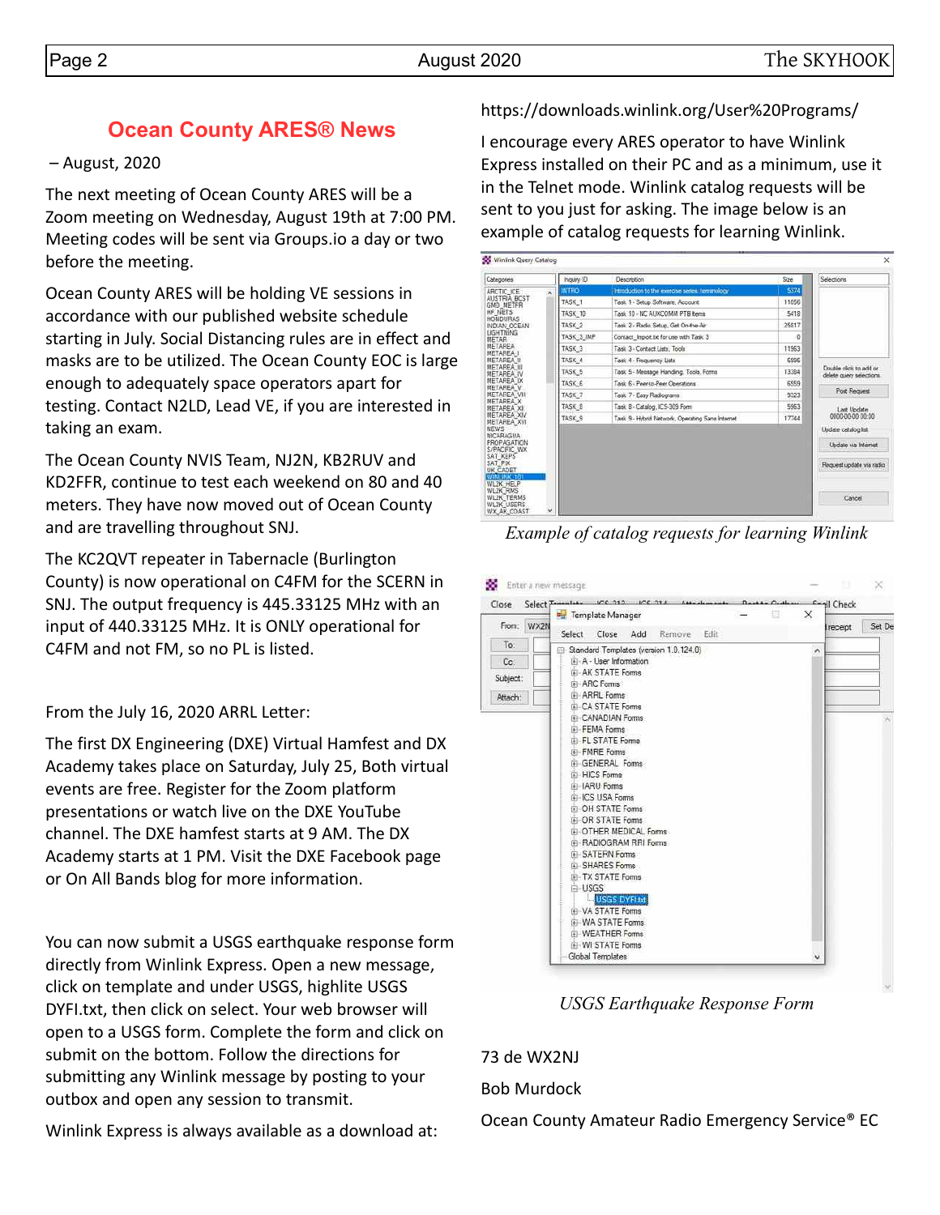## Ocean County ARES® News

– August, 2020

The next meeting of Ocean County ARES will be a Zoom meeting on Wednesday, August 19th at 7:00 PM. Meeting codes will be sent via Groups.io a day or two before the meeting.

Ocean County ARES will be holding VE sessions in accordance with our published website schedule starting in July. Social Distancing rules are in effect and masks are to be utilized. The Ocean County EOC is large enough to adequately space operators apart for testing. Contact N2LD, Lead VE, if you are interested in taking an exam.

The Ocean County NVIS Team, NJ2N, KB2RUV and KD2FFR, continue to test each weekend on 80 and 40 meters. They have now moved out of Ocean County and are travelling throughout SNJ.

The KC2QVT repeater in Tabernacle (Burlington County) is now operational on C4FM for the SCERN in SNJ. The output frequency is 445.33125 MHz with an input of 440.33125 MHz. It is ONLY operational for C4FM and not FM, so no PL is listed.

From the July 16, 2020 ARRL Letter:

The first DX Engineering (DXE) Virtual Hamfest and DX Academy takes place on Saturday, July 25, Both virtual events are free. Register for the Zoom platform presentations or watch live on the DXE YouTube channel. The DXE hamfest starts at 9 AM. The DX Academy starts at 1 PM. Visit the DXE Facebook page or On All Bands blog for more information.

You can now submit a USGS earthquake response form directly from Winlink Express. Open a new message, click on template and under USGS, highlite USGS DYFI.txt, then click on select. Your web browser will open to a USGS form. Complete the form and click on submit on the bottom. Follow the directions for submitting any Winlink message by posting to your outbox and open any session to transmit.

Winlink Express is always available as a download at:

https://downloads.winlink.org/User%20Programs/

I encourage every ARES operator to have Winlink Express installed on their PC and as a minimum, use it in the Telnet mode. Winlink catalog requests will be sent to you just for asking. The image below is an example of catalog requests for learning Winlink.

*Example of catalog requests for learning Winlink*

*USGS Earthquake Response Form*

73 de WX2NJ

Bob Murdock

Ocean County Amateur Radio Emergency Service® EC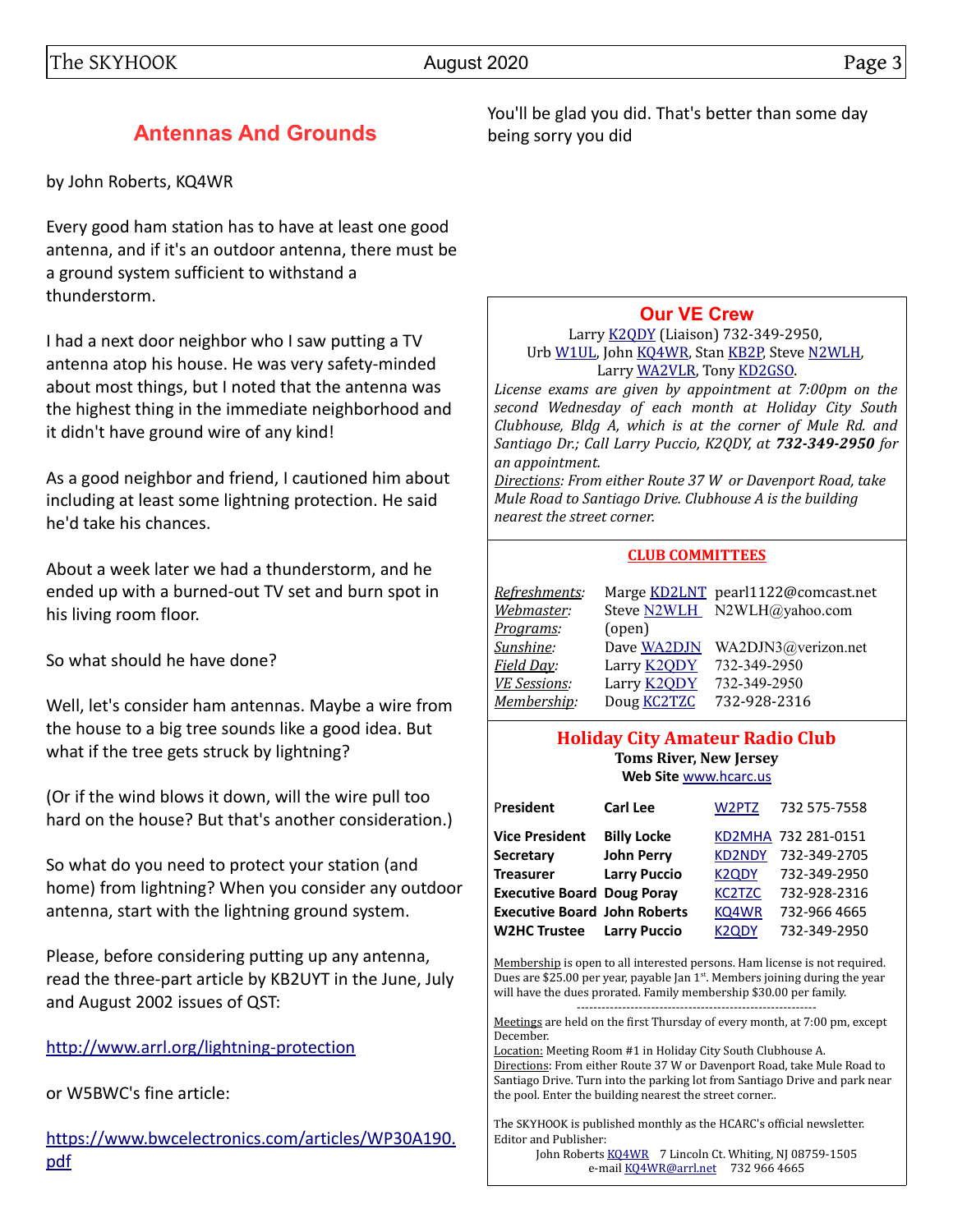## Antennas And Grounds

by John Roberts, KQ4WR

Every good ham station has to have at least one good antenna, and if it's an outdoor antenna, there must be a ground system sufficient to withstand a thunderstorm.

I had a next door neighbor who I saw putting a TV antenna atop his house. He was very safety-minded about most things, but I noted that the antenna was the highest thing in the immediate neighborhood and it didn't have ground wire of any kind!

As a good neighbor and friend, I cautioned him about including at least some lightning protection. He said he'd take his chances.

About a week later we had a thunderstorm, and he ended up with a burned-out TV set and burn spot in his living room floor.

So what should he have done?

Well, let's consider ham antennas. Maybe a wire from the house to a big tree sounds like a good idea. But what if the tree gets struck by lightning?

(Or if the wind blows it down, will the wire pull too hard on the house? But that's another consideration.)

So what do you need to protect your station (and home) from lightning? When you consider any outdoor antenna, start with the lightning ground system.

Please, before considering putting up any antenna, read the three-part article by KB2UYT in the June, July and August 2002 issues of QST:

http://www.arrl.org/lightning-protection

or W5BWC's fine article:

https://www.bwcelectronics.com/articles/WP30A190.pdf

You'll be glad you did. That's better than some day being sorry you did

## Our VE Crew

Larry K2QDY (Liaison) 732-349-2950,
Urb W1UL, John KQ4WR, Stan KB2P, Steve N2WLH,
Larry WA2VLR, Tony KD2GSO.

*License exams are given by appointment at 7:00pm on the second Wednesday of each month at Holiday City South Clubhouse, Bldg A, which is at the corner of Mule Rd. and Santiago Dr.; Call Larry Puccio, K2QDY, at **732-349-2950** for an appointment.*

*Directions: From either Route 37 W or Davenport Road, take Mule Road to Santiago Drive. Clubhouse A is the building nearest the street corner.*

### CLUB COMMITTEES

| | | |
|---|---|---|
| *Refreshments:* | Marge KD2LNT | pearl1122@comcast.net |
| *Webmaster:* | Steve N2WLH | N2WLH@yahoo.com |
| *Programs:* | (open) | |
| *Sunshine:* | Dave WA2DJN | WA2DJN3@verizon.net |
| *Field Day:* | Larry K2QDY | 732-349-2950 |
| *VE Sessions:* | Larry K2QDY | 732-349-2950 |
| *Membership:* | Doug KC2TZC | 732-928-2316 |

### Holiday City Amateur Radio Club

**Toms River, New Jersey**
**Web Site** www.hcarc.us

| | | | |
|---|---|---|---|
| **President** | **Carl Lee** | W2PTZ | 732 575-7558 |
| **Vice President** | **Billy Locke** | KD2MHA | 732 281-0151 |
| **Secretary** | **John Perry** | KD2NDY | 732-349-2705 |
| **Treasurer** | **Larry Puccio** | K2QDY | 732-349-2950 |
| **Executive Board** | **Doug Poray** | KC2TZC | 732-928-2316 |
| **Executive Board** | **John Roberts** | KQ4WR | 732-966 4665 |
| **W2HC Trustee** | **Larry Puccio** | K2QDY | 732-349-2950 |

Membership is open to all interested persons. Ham license is not required. Dues are $25.00 per year, payable Jan 1st. Members joining during the year will have the dues prorated. Family membership $30.00 per family.

---

Meetings are held on the first Thursday of every month, at 7:00 pm, except December.
Location: Meeting Room #1 in Holiday City South Clubhouse A.
Directions: From either Route 37 W or Davenport Road, take Mule Road to Santiago Drive. Turn into the parking lot from Santiago Drive and park near the pool. Enter the building nearest the street corner..

The SKYHOOK is published monthly as the HCARC's official newsletter.
Editor and Publisher:
John Roberts KQ4WR 7 Lincoln Ct. Whiting, NJ 08759-1505
e-mail KQ4WR@arrl.net 732 966 4665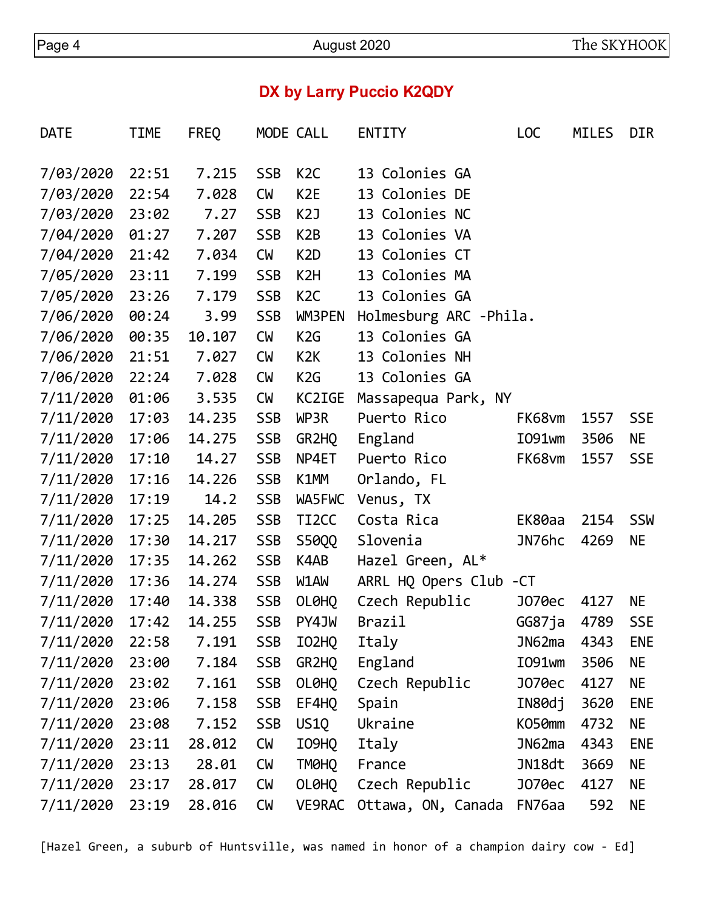## DX by Larry Puccio K2QDY

| DATE | TIME | FREQ | MODE | CALL | ENTITY | LOC | MILES | DIR |
|---|---|---|---|---|---|---|---|---|
| 7/03/2020 | 22:51 | 7.215 | SSB | K2C | 13 Colonies GA | | | |
| 7/03/2020 | 22:54 | 7.028 | CW | K2E | 13 Colonies DE | | | |
| 7/03/2020 | 23:02 | 7.27 | SSB | K2J | 13 Colonies NC | | | |
| 7/04/2020 | 01:27 | 7.207 | SSB | K2B | 13 Colonies VA | | | |
| 7/04/2020 | 21:42 | 7.034 | CW | K2D | 13 Colonies CT | | | |
| 7/05/2020 | 23:11 | 7.199 | SSB | K2H | 13 Colonies MA | | | |
| 7/05/2020 | 23:26 | 7.179 | SSB | K2C | 13 Colonies GA | | | |
| 7/06/2020 | 00:24 | 3.99 | SSB | WM3PEN | Holmesburg ARC -Phila. | | | |
| 7/06/2020 | 00:35 | 10.107 | CW | K2G | 13 Colonies GA | | | |
| 7/06/2020 | 21:51 | 7.027 | CW | K2K | 13 Colonies NH | | | |
| 7/06/2020 | 22:24 | 7.028 | CW | K2G | 13 Colonies GA | | | |
| 7/11/2020 | 01:06 | 3.535 | CW | KC2IGE | Massapequa Park, NY | | | |
| 7/11/2020 | 17:03 | 14.235 | SSB | WP3R | Puerto Rico | FK68vm | 1557 | SSE |
| 7/11/2020 | 17:06 | 14.275 | SSB | GR2HQ | England | IO91wm | 3506 | NE |
| 7/11/2020 | 17:10 | 14.27 | SSB | NP4ET | Puerto Rico | FK68vm | 1557 | SSE |
| 7/11/2020 | 17:16 | 14.226 | SSB | K1MM | Orlando, FL | | | |
| 7/11/2020 | 17:19 | 14.2 | SSB | WA5FWC | Venus, TX | | | |
| 7/11/2020 | 17:25 | 14.205 | SSB | TI2CC | Costa Rica | EK80aa | 2154 | SSW |
| 7/11/2020 | 17:30 | 14.217 | SSB | S50QQ | Slovenia | JN76hc | 4269 | NE |
| 7/11/2020 | 17:35 | 14.262 | SSB | K4AB | Hazel Green, AL* | | | |
| 7/11/2020 | 17:36 | 14.274 | SSB | W1AW | ARRL HQ Opers Club -CT | | | |
| 7/11/2020 | 17:40 | 14.338 | SSB | OL0HQ | Czech Republic | JO70ec | 4127 | NE |
| 7/11/2020 | 17:42 | 14.255 | SSB | PY4JW | Brazil | GG87ja | 4789 | SSE |
| 7/11/2020 | 22:58 | 7.191 | SSB | IO2HQ | Italy | JN62ma | 4343 | ENE |
| 7/11/2020 | 23:00 | 7.184 | SSB | GR2HQ | England | IO91wm | 3506 | NE |
| 7/11/2020 | 23:02 | 7.161 | SSB | OL0HQ | Czech Republic | JO70ec | 4127 | NE |
| 7/11/2020 | 23:06 | 7.158 | SSB | EF4HQ | Spain | IN80dj | 3620 | ENE |
| 7/11/2020 | 23:08 | 7.152 | SSB | US1Q | Ukraine | KO50mm | 4732 | NE |
| 7/11/2020 | 23:11 | 28.012 | CW | IO9HQ | Italy | JN62ma | 4343 | ENE |
| 7/11/2020 | 23:13 | 28.01 | CW | TM0HQ | France | JN18dt | 3669 | NE |
| 7/11/2020 | 23:17 | 28.017 | CW | OL0HQ | Czech Republic | JO70ec | 4127 | NE |
| 7/11/2020 | 23:19 | 28.016 | CW | VE9RAC | Ottawa, ON, Canada | FN76aa | 592 | NE |

[Hazel Green, a suburb of Huntsville, was named in honor of a champion dairy cow - Ed]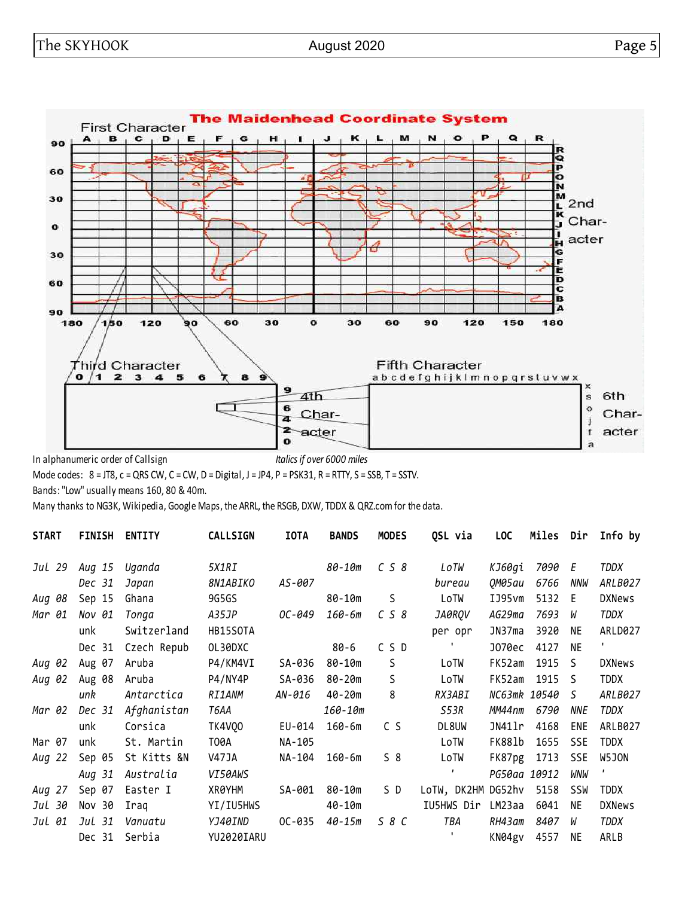In alphanumeric order of Callsign *Italics if over 6000 miles*

Mode codes: 8 = JT8, c = QRS CW, C = CW, D = Digital, J = JP4, P = PSK31, R = RTTY, S = SSB, T = SSTV.

Bands: "Low" usually means 160, 80 & 40m.

Many thanks to NG3K, Wikipedia, Google Maps, the ARRL, the RSGB, DXW, TDDX & QRZ.com for the data.

| START | FINISH | ENTITY | CALLSIGN | IOTA | BANDS | MODES | QSL via | LOC | Miles | Dir | Info by |
|---|---|---|---|---|---|---|---|---|---|---|---|
| *Jul 29* | *Aug 15* | *Uganda* | *5X1RI* | | *80-10m* | *C S 8* | *LoTW* | *KJ60gi* | *7090* | *E* | *TDDX* |
| | *Dec 31* | *Japan* | *8N1ABIKO* | *AS-007* | | | *bureau* | *QM05au* | *6766* | *NNW* | *ARLB027* |
| Aug 08 | Sep 15 | Ghana | 9G5GS | | 80-10m | S | LoTW | IJ95vm | 5132 | E | DXNews |
| *Mar 01* | *Nov 01* | *Tonga* | *A35JP* | *OC-049* | *160-6m* | *C S 8* | *JA0RQV* | *AG29ma* | *7693* | *W* | *TDDX* |
| | unk | Switzerland | HB15SOTA | | | | per opr | JN37ma | 3920 | NE | ARLD027 |
| | Dec 31 | Czech Repub | OL30DXC | | 80-6 | C S D | ' | JO70ec | 4127 | NE | ' |
| Aug 02 | Aug 07 | Aruba | P4/KM4VI | SA-036 | 80-10m | S | LoTW | FK52am | 1915 | S | DXNews |
| Aug 02 | Aug 08 | Aruba | P4/NY4P | SA-036 | 80-20m | S | LoTW | FK52am | 1915 | S | TDDX |
| | *unk* | *Antarctica* | *RI1ANM* | *AN-016* | *40-20m* | *8* | *RX3ABI* | *NC63mk* | *10540* | *S* | *ARLB027* |
| *Mar 02* | *Dec 31* | *Afghanistan* | *T6AA* | | *160-10m* | | *S53R* | *MM44nm* | *6790* | *NNE* | *TDDX* |
| | unk | Corsica | TK4VQO | EU-014 | 160-6m | C S | DL8UW | JN41lr | 4168 | ENE | ARLB027 |
| Mar 07 | unk | St. Martin | TO0A | NA-105 | | | LoTW | FK88lb | 1655 | SSE | TDDX |
| Aug 22 | Sep 05 | St Kitts &N | V47JA | NA-104 | 160-6m | S 8 | LoTW | FK87pg | 1713 | SSE | W5JON |
| | *Aug 31* | *Australia* | *VI50AWS* | | | | *'* | *PG50aa* | *10912* | *WNW* | *'* |
| Aug 27 | Sep 07 | Easter I | XR0YHM | SA-001 | 80-10m | S D | LoTW, DK2HM | DG52hv | 5158 | SSW | TDDX |
| Jul 30 | Nov 30 | Iraq | YI/IU5HWS | | 40-10m | | IU5HWS Dir | LM23aa | 6041 | NE | DXNews |
| *Jul 01* | *Jul 31* | *Vanuatu* | *YJ40IND* | *OC-035* | *40-15m* | *S 8 C* | *TBA* | *RH43am* | *8407* | *W* | *TDDX* |
| | Dec 31 | Serbia | YU2020IARU | | | | ' | KN04gv | 4557 | NE | ARLB |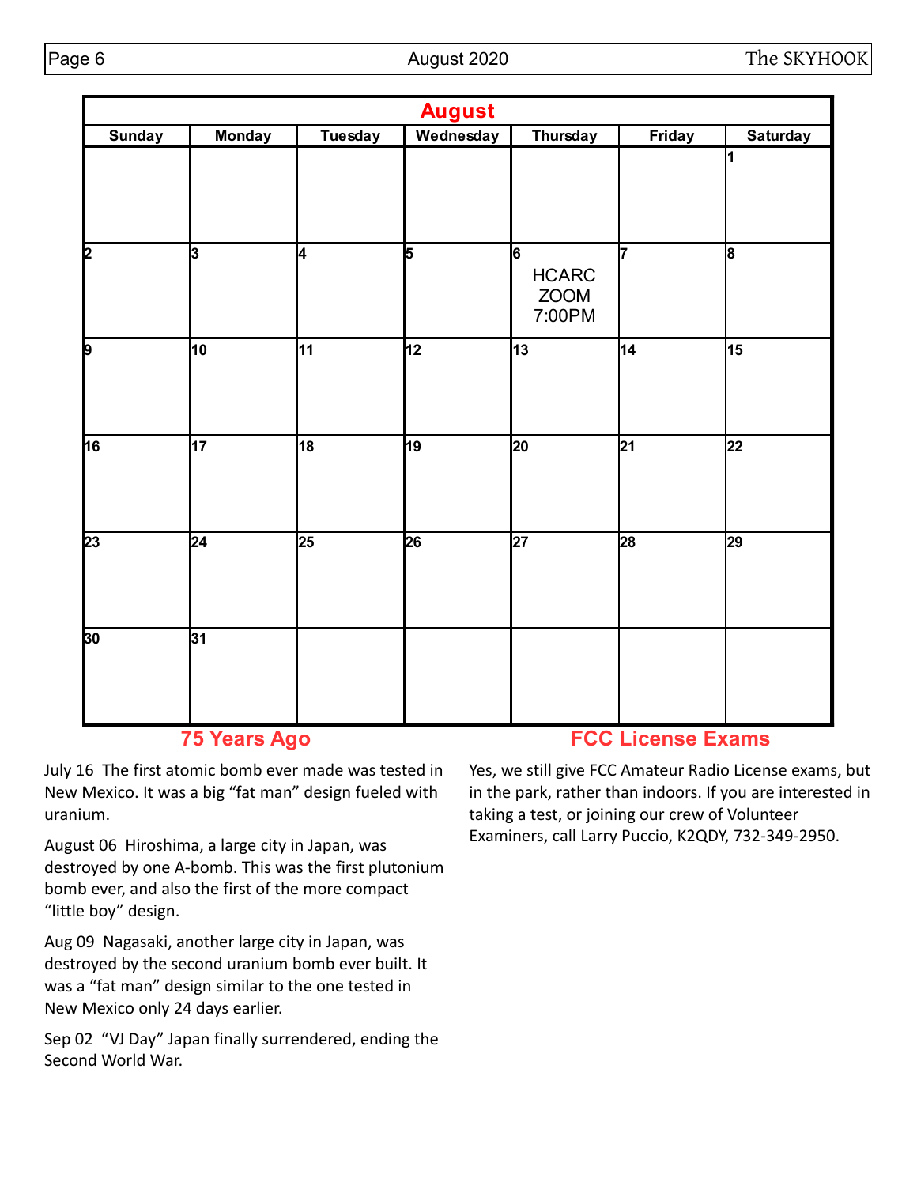| August | | | | | | |
|---|---|---|---|---|---|---|
| Sunday | Monday | Tuesday | Wednesday | Thursday | Friday | Saturday |
| | | | | | | 1 |
| 2 | 3 | 4 | 5 | 6 HCARC ZOOM 7:00PM | 7 | 8 |
| 9 | 10 | 11 | 12 | 13 | 14 | 15 |
| 16 | 17 | 18 | 19 | 20 | 21 | 22 |
| 23 | 24 | 25 | 26 | 27 | 28 | 29 |
| 30 | 31 | | | | | |

## 75 Years Ago

July 16 The first atomic bomb ever made was tested in New Mexico. It was a big "fat man" design fueled with uranium.

August 06 Hiroshima, a large city in Japan, was destroyed by one A-bomb. This was the first plutonium bomb ever, and also the first of the more compact "little boy" design.

Aug 09 Nagasaki, another large city in Japan, was destroyed by the second uranium bomb ever built. It was a "fat man" design similar to the one tested in New Mexico only 24 days earlier.

Sep 02 "VJ Day" Japan finally surrendered, ending the Second World War.

## FCC License Exams

Yes, we still give FCC Amateur Radio License exams, but in the park, rather than indoors. If you are interested in taking a test, or joining our crew of Volunteer Examiners, call Larry Puccio, K2QDY, 732-349-2950.